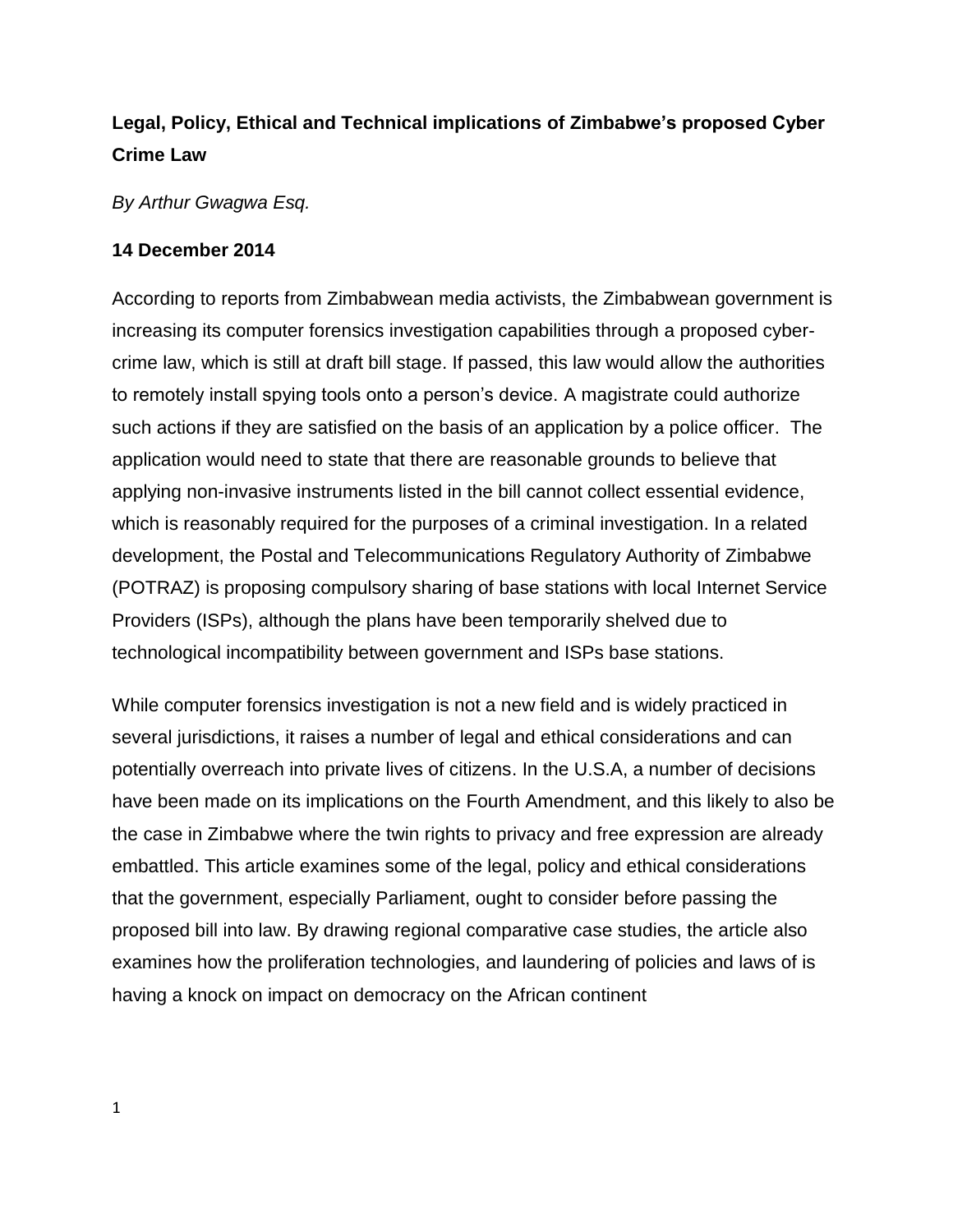# Legal, Policy, Ethical and Technical implications of Zimbabwe's proposed Cyber Crime Law

*By Arthur Gwagwa Esq.*

**14 December 2014**

According to reports from Zimbabwean media activists, the Zimbabwean government is increasing its computer forensics investigation capabilities through a proposed cyber-crime law, which is still at draft bill stage. If passed, this law would allow the authorities to remotely install spying tools onto a person's device. A magistrate could authorize such actions if they are satisfied on the basis of an application by a police officer. The application would need to state that there are reasonable grounds to believe that applying non-invasive instruments listed in the bill cannot collect essential evidence, which is reasonably required for the purposes of a criminal investigation. In a related development, the Postal and Telecommunications Regulatory Authority of Zimbabwe (POTRAZ) is proposing compulsory sharing of base stations with local Internet Service Providers (ISPs), although the plans have been temporarily shelved due to technological incompatibility between government and ISPs base stations.

While computer forensics investigation is not a new field and is widely practiced in several jurisdictions, it raises a number of legal and ethical considerations and can potentially overreach into private lives of citizens. In the U.S.A, a number of decisions have been made on its implications on the Fourth Amendment, and this likely to also be the case in Zimbabwe where the twin rights to privacy and free expression are already embattled. This article examines some of the legal, policy and ethical considerations that the government, especially Parliament, ought to consider before passing the proposed bill into law. By drawing regional comparative case studies, the article also examines how the proliferation technologies, and laundering of policies and laws of is having a knock on impact on democracy on the African continent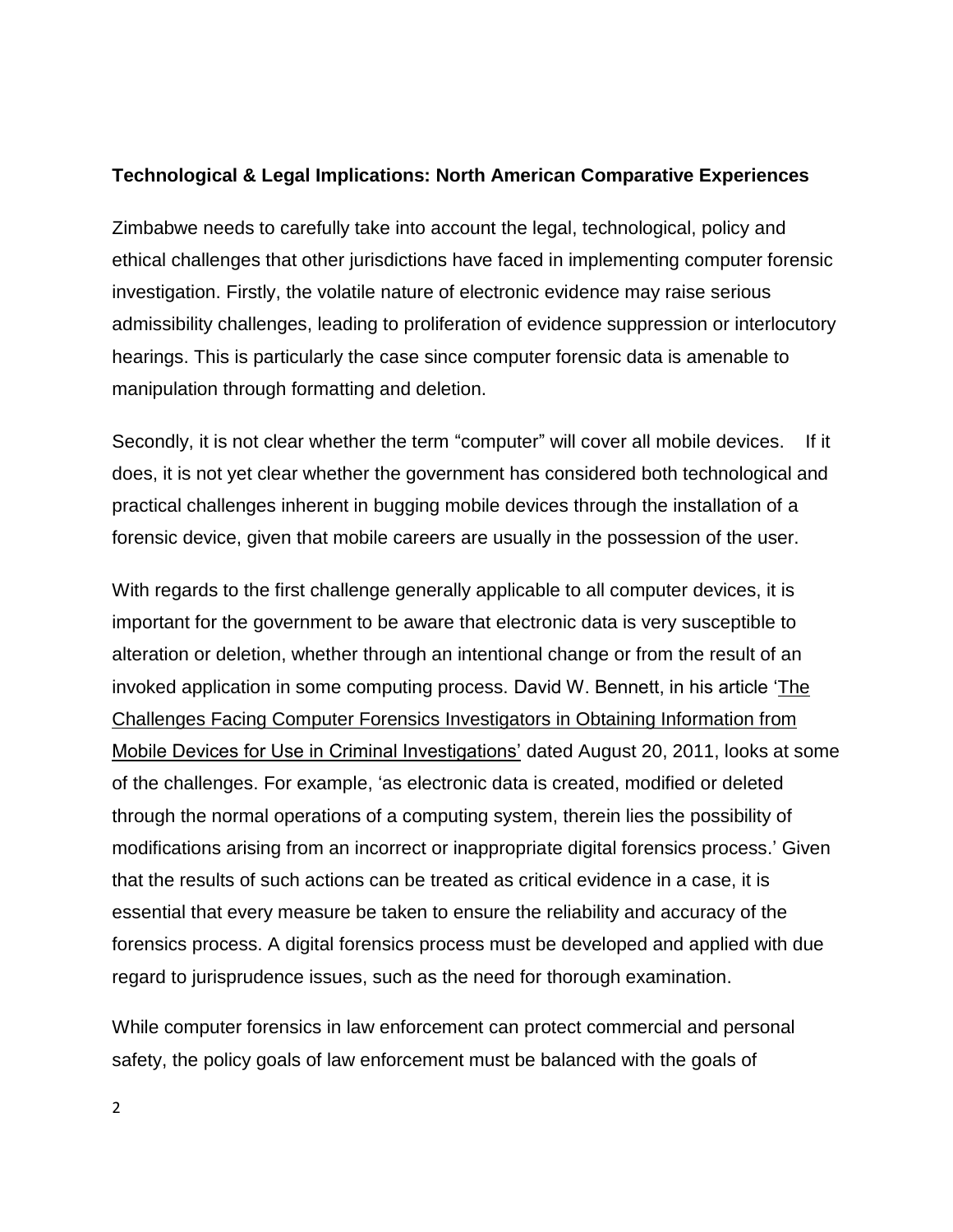**Technological & Legal Implications: North American Comparative Experiences**

Zimbabwe needs to carefully take into account the legal, technological, policy and ethical challenges that other jurisdictions have faced in implementing computer forensic investigation. Firstly, the volatile nature of electronic evidence may raise serious admissibility challenges, leading to proliferation of evidence suppression or interlocutory hearings. This is particularly the case since computer forensic data is amenable to manipulation through formatting and deletion.

Secondly, it is not clear whether the term "computer" will cover all mobile devices. If it does, it is not yet clear whether the government has considered both technological and practical challenges inherent in bugging mobile devices through the installation of a forensic device, given that mobile careers are usually in the possession of the user.

With regards to the first challenge generally applicable to all computer devices, it is important for the government to be aware that electronic data is very susceptible to alteration or deletion, whether through an intentional change or from the result of an invoked application in some computing process. David W. Bennett, in his article 'The Challenges Facing Computer Forensics Investigators in Obtaining Information from Mobile Devices for Use in Criminal Investigations' dated August 20, 2011, looks at some of the challenges. For example, 'as electronic data is created, modified or deleted through the normal operations of a computing system, therein lies the possibility of modifications arising from an incorrect or inappropriate digital forensics process.' Given that the results of such actions can be treated as critical evidence in a case, it is essential that every measure be taken to ensure the reliability and accuracy of the forensics process. A digital forensics process must be developed and applied with due regard to jurisprudence issues, such as the need for thorough examination.

While computer forensics in law enforcement can protect commercial and personal safety, the policy goals of law enforcement must be balanced with the goals of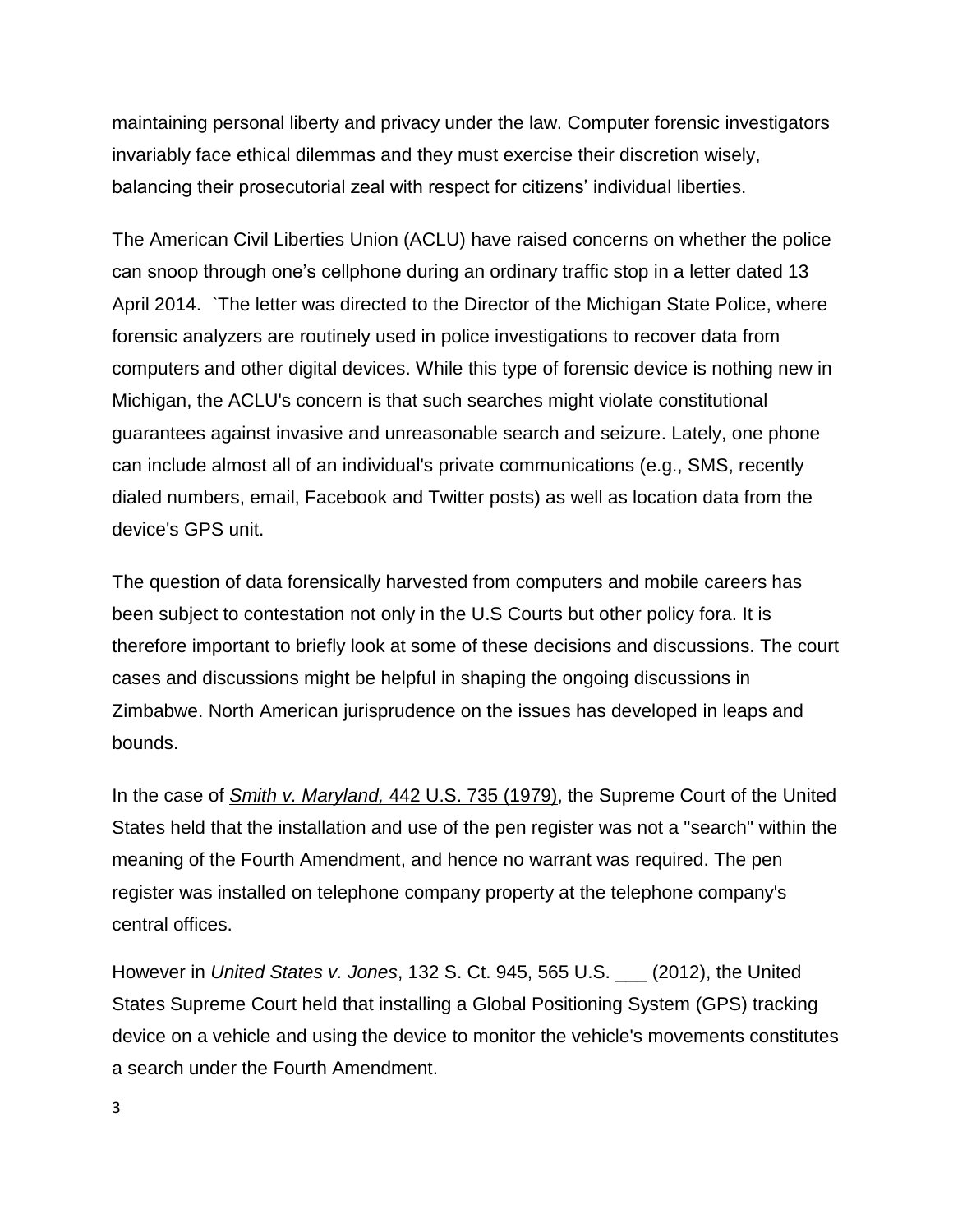maintaining personal liberty and privacy under the law. Computer forensic investigators invariably face ethical dilemmas and they must exercise their discretion wisely, balancing their prosecutorial zeal with respect for citizens' individual liberties.

The American Civil Liberties Union (ACLU) have raised concerns on whether the police can snoop through one's cellphone during an ordinary traffic stop in a letter dated 13 April 2014. `The letter was directed to the Director of the Michigan State Police, where forensic analyzers are routinely used in police investigations to recover data from computers and other digital devices. While this type of forensic device is nothing new in Michigan, the ACLU's concern is that such searches might violate constitutional guarantees against invasive and unreasonable search and seizure. Lately, one phone can include almost all of an individual's private communications (e.g., SMS, recently dialed numbers, email, Facebook and Twitter posts) as well as location data from the device's GPS unit.

The question of data forensically harvested from computers and mobile careers has been subject to contestation not only in the U.S Courts but other policy fora. It is therefore important to briefly look at some of these decisions and discussions. The court cases and discussions might be helpful in shaping the ongoing discussions in Zimbabwe. North American jurisprudence on the issues has developed in leaps and bounds.

In the case of *Smith v. Maryland,* 442 U.S. 735 (1979), the Supreme Court of the United States held that the installation and use of the pen register was not a "search" within the meaning of the Fourth Amendment, and hence no warrant was required. The pen register was installed on telephone company property at the telephone company's central offices.

However in *United States v. Jones*, 132 S. Ct. 945, 565 U.S. ___ (2012), the United States Supreme Court held that installing a Global Positioning System (GPS) tracking device on a vehicle and using the device to monitor the vehicle's movements constitutes a search under the Fourth Amendment.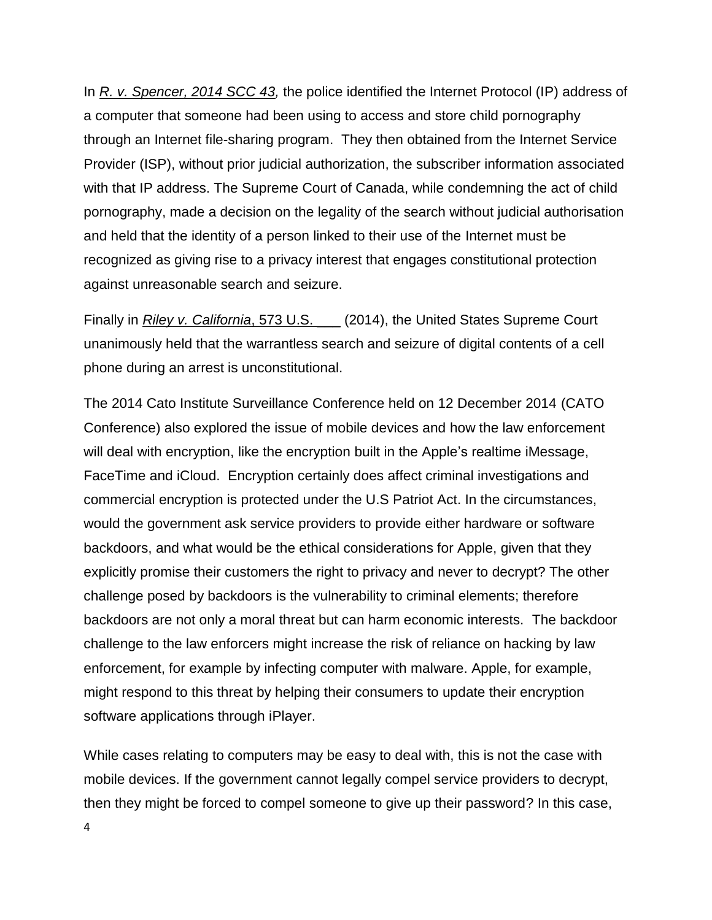In *R. v. Spencer, 2014 SCC 43,* the police identified the Internet Protocol (IP) address of a computer that someone had been using to access and store child pornography through an Internet file-sharing program. They then obtained from the Internet Service Provider (ISP), without prior judicial authorization, the subscriber information associated with that IP address. The Supreme Court of Canada, while condemning the act of child pornography, made a decision on the legality of the search without judicial authorisation and held that the identity of a person linked to their use of the Internet must be recognized as giving rise to a privacy interest that engages constitutional protection against unreasonable search and seizure.

Finally in *Riley v. California*, 573 U.S. ___ (2014), the United States Supreme Court unanimously held that the warrantless search and seizure of digital contents of a cell phone during an arrest is unconstitutional.

The 2014 Cato Institute Surveillance Conference held on 12 December 2014 (CATO Conference) also explored the issue of mobile devices and how the law enforcement will deal with encryption, like the encryption built in the Apple's realtime iMessage, FaceTime and iCloud. Encryption certainly does affect criminal investigations and commercial encryption is protected under the U.S Patriot Act. In the circumstances, would the government ask service providers to provide either hardware or software backdoors, and what would be the ethical considerations for Apple, given that they explicitly promise their customers the right to privacy and never to decrypt? The other challenge posed by backdoors is the vulnerability to criminal elements; therefore backdoors are not only a moral threat but can harm economic interests. The backdoor challenge to the law enforcers might increase the risk of reliance on hacking by law enforcement, for example by infecting computer with malware. Apple, for example, might respond to this threat by helping their consumers to update their encryption software applications through iPlayer.

While cases relating to computers may be easy to deal with, this is not the case with mobile devices. If the government cannot legally compel service providers to decrypt, then they might be forced to compel someone to give up their password? In this case,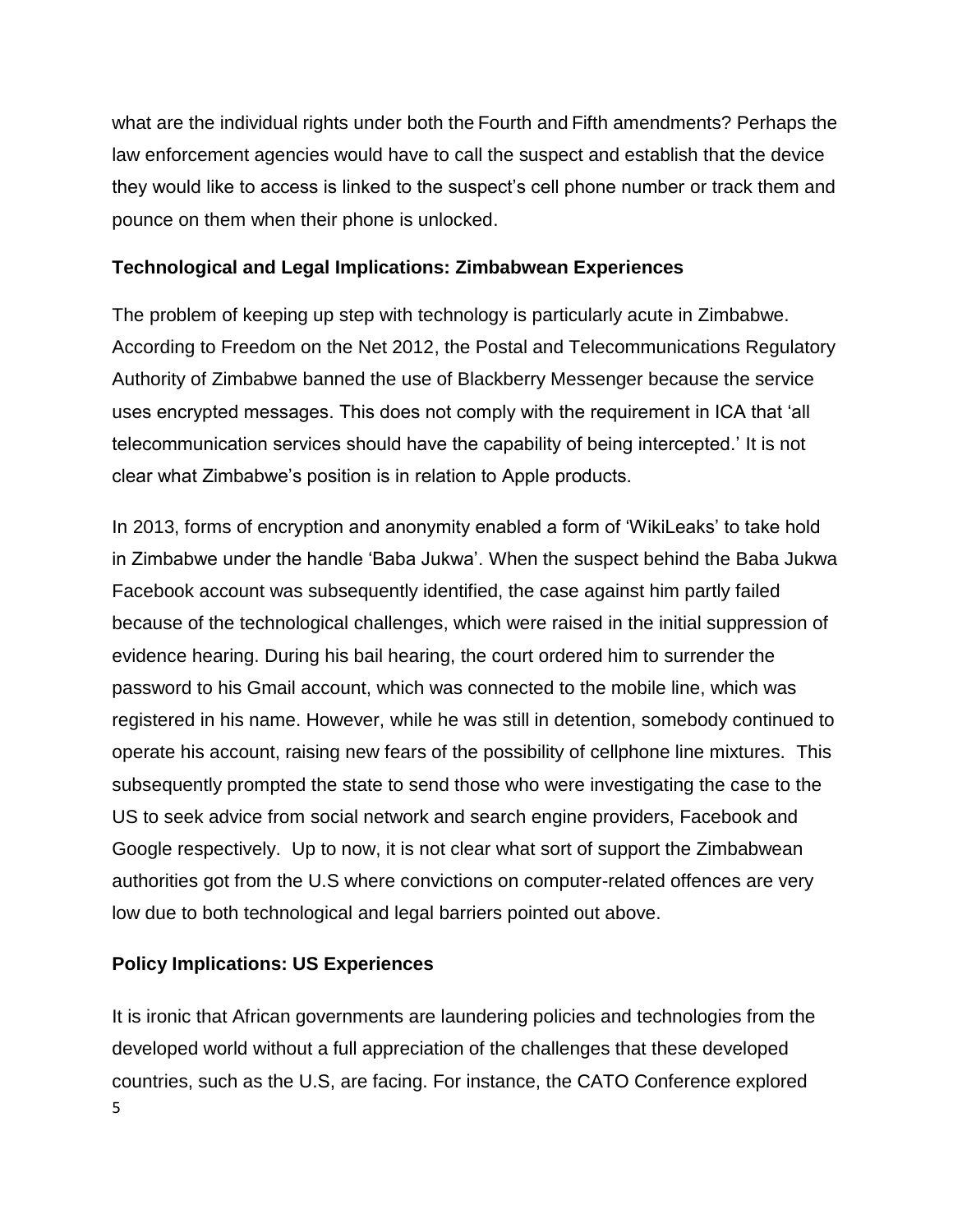what are the individual rights under both the Fourth and Fifth amendments? Perhaps the law enforcement agencies would have to call the suspect and establish that the device they would like to access is linked to the suspect's cell phone number or track them and pounce on them when their phone is unlocked.

### Technological and Legal Implications: Zimbabwean Experiences

The problem of keeping up step with technology is particularly acute in Zimbabwe. According to Freedom on the Net 2012, the Postal and Telecommunications Regulatory Authority of Zimbabwe banned the use of Blackberry Messenger because the service uses encrypted messages. This does not comply with the requirement in ICA that 'all telecommunication services should have the capability of being intercepted.' It is not clear what Zimbabwe's position is in relation to Apple products.

In 2013, forms of encryption and anonymity enabled a form of 'WikiLeaks' to take hold in Zimbabwe under the handle 'Baba Jukwa'. When the suspect behind the Baba Jukwa Facebook account was subsequently identified, the case against him partly failed because of the technological challenges, which were raised in the initial suppression of evidence hearing. During his bail hearing, the court ordered him to surrender the password to his Gmail account, which was connected to the mobile line, which was registered in his name. However, while he was still in detention, somebody continued to operate his account, raising new fears of the possibility of cellphone line mixtures. This subsequently prompted the state to send those who were investigating the case to the US to seek advice from social network and search engine providers, Facebook and Google respectively. Up to now, it is not clear what sort of support the Zimbabwean authorities got from the U.S where convictions on computer-related offences are very low due to both technological and legal barriers pointed out above.

### Policy Implications: US Experiences

It is ironic that African governments are laundering policies and technologies from the developed world without a full appreciation of the challenges that these developed countries, such as the U.S, are facing. For instance, the CATO Conference explored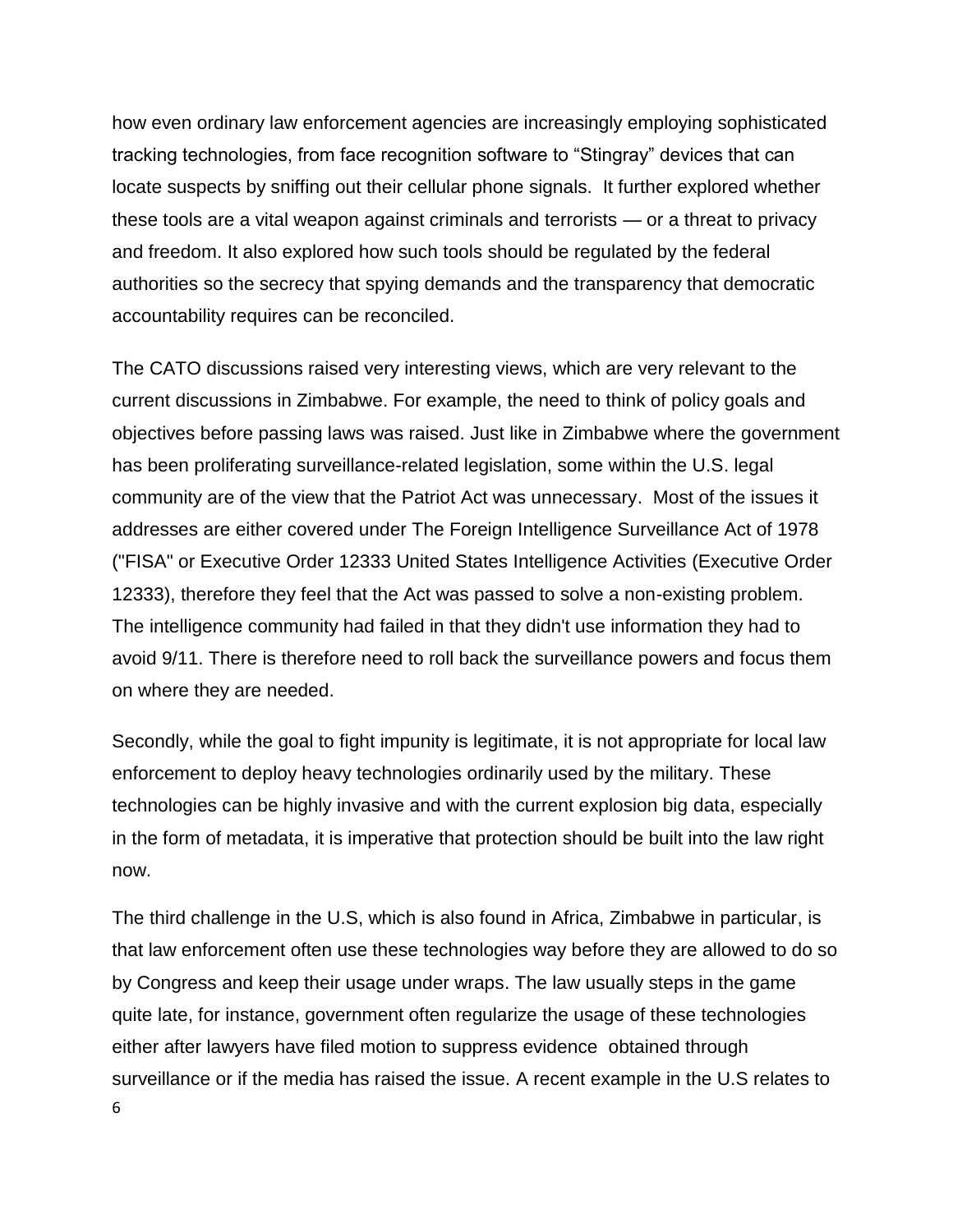how even ordinary law enforcement agencies are increasingly employing sophisticated tracking technologies, from face recognition software to "Stingray" devices that can locate suspects by sniffing out their cellular phone signals. It further explored whether these tools are a vital weapon against criminals and terrorists — or a threat to privacy and freedom. It also explored how such tools should be regulated by the federal authorities so the secrecy that spying demands and the transparency that democratic accountability requires can be reconciled.

The CATO discussions raised very interesting views, which are very relevant to the current discussions in Zimbabwe. For example, the need to think of policy goals and objectives before passing laws was raised. Just like in Zimbabwe where the government has been proliferating surveillance-related legislation, some within the U.S. legal community are of the view that the Patriot Act was unnecessary. Most of the issues it addresses are either covered under The Foreign Intelligence Surveillance Act of 1978 ("FISA" or Executive Order 12333 United States Intelligence Activities (Executive Order 12333), therefore they feel that the Act was passed to solve a non-existing problem. The intelligence community had failed in that they didn't use information they had to avoid 9/11. There is therefore need to roll back the surveillance powers and focus them on where they are needed.

Secondly, while the goal to fight impunity is legitimate, it is not appropriate for local law enforcement to deploy heavy technologies ordinarily used by the military. These technologies can be highly invasive and with the current explosion big data, especially in the form of metadata, it is imperative that protection should be built into the law right now.

The third challenge in the U.S, which is also found in Africa, Zimbabwe in particular, is that law enforcement often use these technologies way before they are allowed to do so by Congress and keep their usage under wraps. The law usually steps in the game quite late, for instance, government often regularize the usage of these technologies either after lawyers have filed motion to suppress evidence obtained through surveillance or if the media has raised the issue. A recent example in the U.S relates to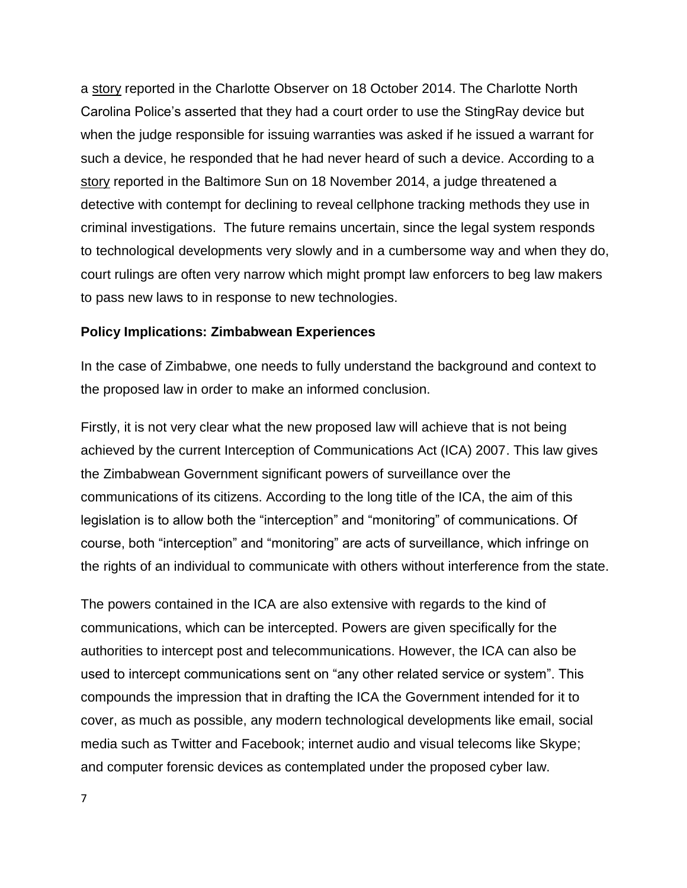a story reported in the Charlotte Observer on 18 October 2014. The Charlotte North Carolina Police's asserted that they had a court order to use the StingRay device but when the judge responsible for issuing warranties was asked if he issued a warrant for such a device, he responded that he had never heard of such a device. According to a story reported in the Baltimore Sun on 18 November 2014, a judge threatened a detective with contempt for declining to reveal cellphone tracking methods they use in criminal investigations. The future remains uncertain, since the legal system responds to technological developments very slowly and in a cumbersome way and when they do, court rulings are often very narrow which might prompt law enforcers to beg law makers to pass new laws to in response to new technologies.

**Policy Implications: Zimbabwean Experiences**

In the case of Zimbabwe, one needs to fully understand the background and context to the proposed law in order to make an informed conclusion.

Firstly, it is not very clear what the new proposed law will achieve that is not being achieved by the current Interception of Communications Act (ICA) 2007. This law gives the Zimbabwean Government significant powers of surveillance over the communications of its citizens. According to the long title of the ICA, the aim of this legislation is to allow both the "interception" and "monitoring" of communications. Of course, both "interception" and "monitoring" are acts of surveillance, which infringe on the rights of an individual to communicate with others without interference from the state.

The powers contained in the ICA are also extensive with regards to the kind of communications, which can be intercepted. Powers are given specifically for the authorities to intercept post and telecommunications. However, the ICA can also be used to intercept communications sent on "any other related service or system". This compounds the impression that in drafting the ICA the Government intended for it to cover, as much as possible, any modern technological developments like email, social media such as Twitter and Facebook; internet audio and visual telecoms like Skype; and computer forensic devices as contemplated under the proposed cyber law.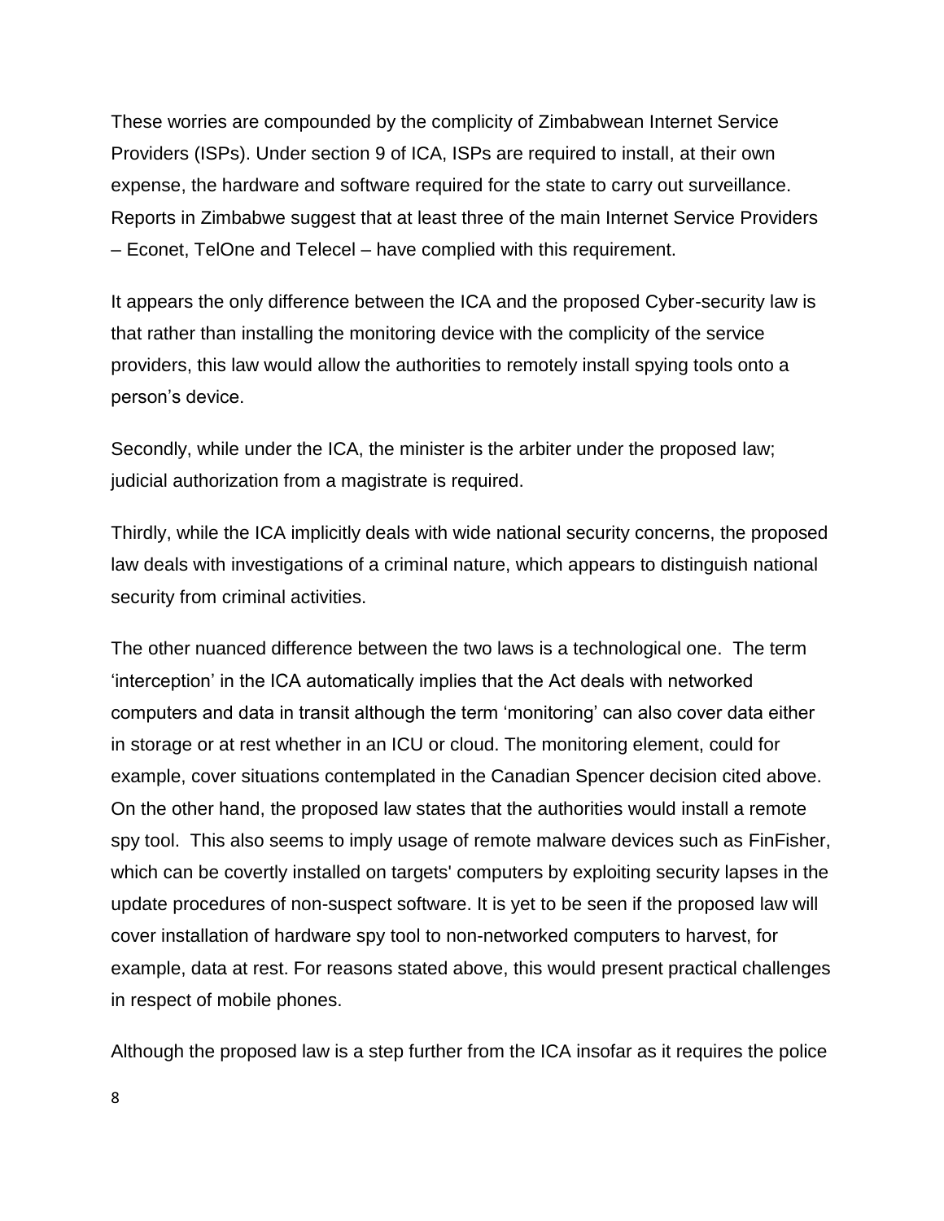These worries are compounded by the complicity of Zimbabwean Internet Service Providers (ISPs). Under section 9 of ICA, ISPs are required to install, at their own expense, the hardware and software required for the state to carry out surveillance. Reports in Zimbabwe suggest that at least three of the main Internet Service Providers – Econet, TelOne and Telecel – have complied with this requirement.

It appears the only difference between the ICA and the proposed Cyber-security law is that rather than installing the monitoring device with the complicity of the service providers, this law would allow the authorities to remotely install spying tools onto a person's device.

Secondly, while under the ICA, the minister is the arbiter under the proposed law; judicial authorization from a magistrate is required.

Thirdly, while the ICA implicitly deals with wide national security concerns, the proposed law deals with investigations of a criminal nature, which appears to distinguish national security from criminal activities.

The other nuanced difference between the two laws is a technological one. The term 'interception' in the ICA automatically implies that the Act deals with networked computers and data in transit although the term 'monitoring' can also cover data either in storage or at rest whether in an ICU or cloud. The monitoring element, could for example, cover situations contemplated in the Canadian Spencer decision cited above. On the other hand, the proposed law states that the authorities would install a remote spy tool. This also seems to imply usage of remote malware devices such as FinFisher, which can be covertly installed on targets' computers by exploiting security lapses in the update procedures of non-suspect software. It is yet to be seen if the proposed law will cover installation of hardware spy tool to non-networked computers to harvest, for example, data at rest. For reasons stated above, this would present practical challenges in respect of mobile phones.

Although the proposed law is a step further from the ICA insofar as it requires the police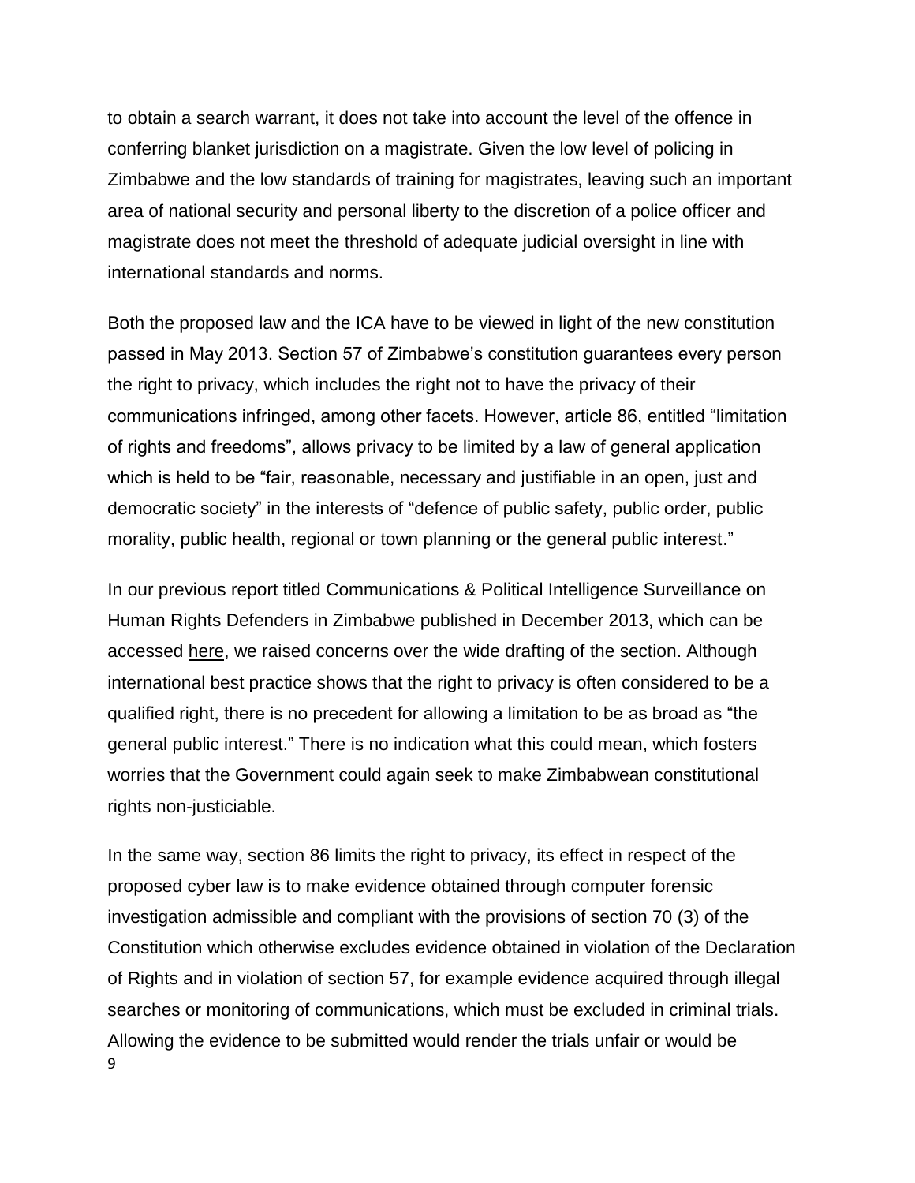to obtain a search warrant, it does not take into account the level of the offence in conferring blanket jurisdiction on a magistrate. Given the low level of policing in Zimbabwe and the low standards of training for magistrates, leaving such an important area of national security and personal liberty to the discretion of a police officer and magistrate does not meet the threshold of adequate judicial oversight in line with international standards and norms.

Both the proposed law and the ICA have to be viewed in light of the new constitution passed in May 2013. Section 57 of Zimbabwe's constitution guarantees every person the right to privacy, which includes the right not to have the privacy of their communications infringed, among other facets. However, article 86, entitled "limitation of rights and freedoms", allows privacy to be limited by a law of general application which is held to be "fair, reasonable, necessary and justifiable in an open, just and democratic society" in the interests of "defence of public safety, public order, public morality, public health, regional or town planning or the general public interest."

In our previous report titled Communications & Political Intelligence Surveillance on Human Rights Defenders in Zimbabwe published in December 2013, which can be accessed here, we raised concerns over the wide drafting of the section. Although international best practice shows that the right to privacy is often considered to be a qualified right, there is no precedent for allowing a limitation to be as broad as "the general public interest." There is no indication what this could mean, which fosters worries that the Government could again seek to make Zimbabwean constitutional rights non-justiciable.

In the same way, section 86 limits the right to privacy, its effect in respect of the proposed cyber law is to make evidence obtained through computer forensic investigation admissible and compliant with the provisions of section 70 (3) of the Constitution which otherwise excludes evidence obtained in violation of the Declaration of Rights and in violation of section 57, for example evidence acquired through illegal searches or monitoring of communications, which must be excluded in criminal trials. Allowing the evidence to be submitted would render the trials unfair or would be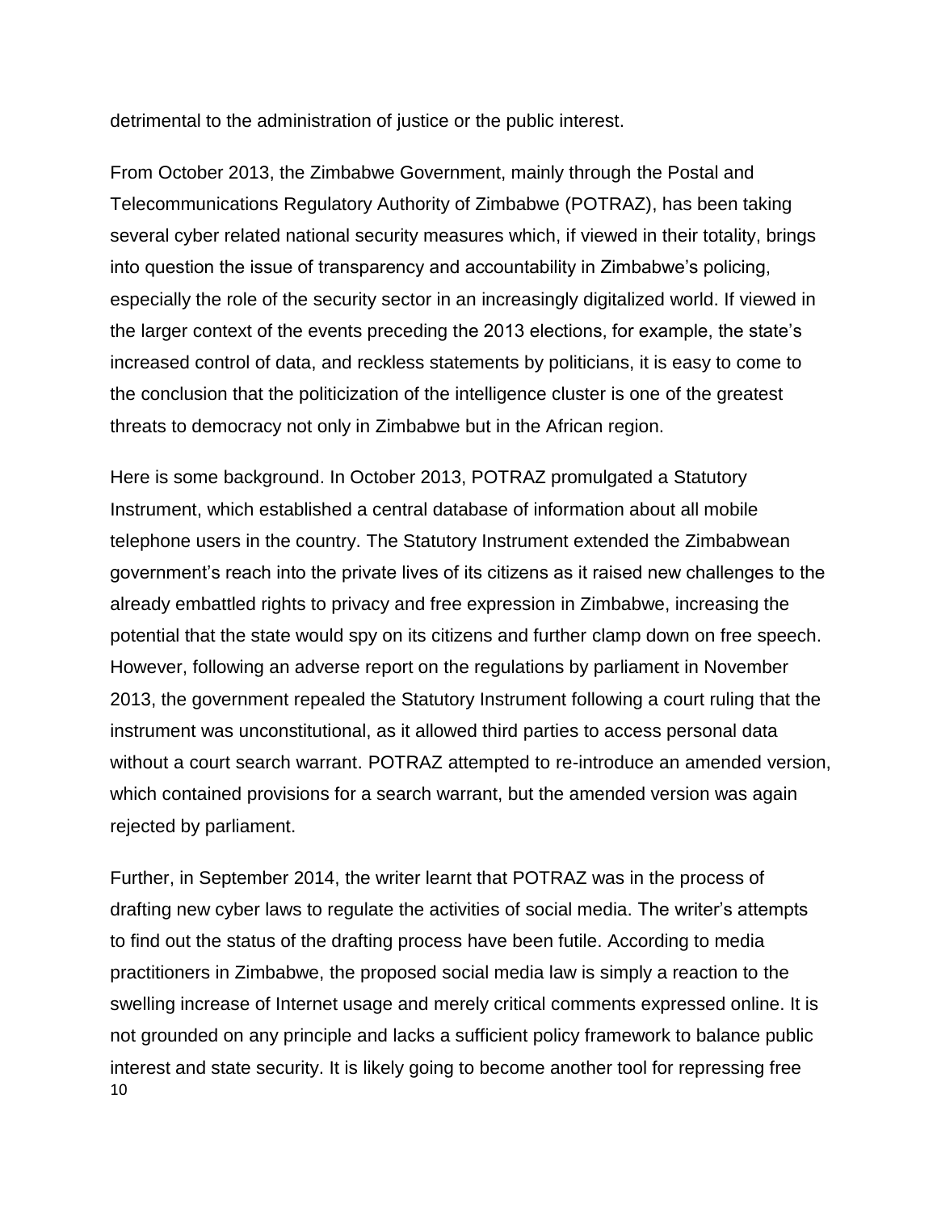detrimental to the administration of justice or the public interest.

From October 2013, the Zimbabwe Government, mainly through the Postal and Telecommunications Regulatory Authority of Zimbabwe (POTRAZ), has been taking several cyber related national security measures which, if viewed in their totality, brings into question the issue of transparency and accountability in Zimbabwe's policing, especially the role of the security sector in an increasingly digitalized world. If viewed in the larger context of the events preceding the 2013 elections, for example, the state's increased control of data, and reckless statements by politicians, it is easy to come to the conclusion that the politicization of the intelligence cluster is one of the greatest threats to democracy not only in Zimbabwe but in the African region.

Here is some background. In October 2013, POTRAZ promulgated a Statutory Instrument, which established a central database of information about all mobile telephone users in the country. The Statutory Instrument extended the Zimbabwean government's reach into the private lives of its citizens as it raised new challenges to the already embattled rights to privacy and free expression in Zimbabwe, increasing the potential that the state would spy on its citizens and further clamp down on free speech. However, following an adverse report on the regulations by parliament in November 2013, the government repealed the Statutory Instrument following a court ruling that the instrument was unconstitutional, as it allowed third parties to access personal data without a court search warrant. POTRAZ attempted to re-introduce an amended version, which contained provisions for a search warrant, but the amended version was again rejected by parliament.

Further, in September 2014, the writer learnt that POTRAZ was in the process of drafting new cyber laws to regulate the activities of social media. The writer's attempts to find out the status of the drafting process have been futile. According to media practitioners in Zimbabwe, the proposed social media law is simply a reaction to the swelling increase of Internet usage and merely critical comments expressed online. It is not grounded on any principle and lacks a sufficient policy framework to balance public interest and state security. It is likely going to become another tool for repressing free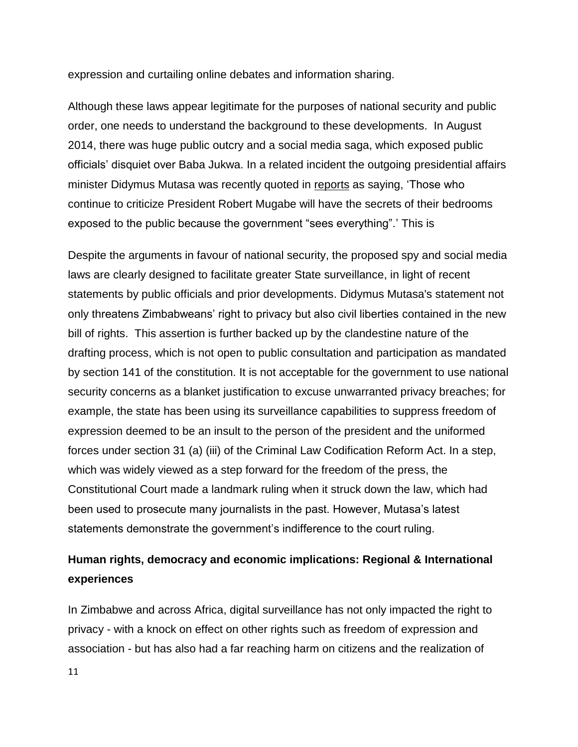expression and curtailing online debates and information sharing.

Although these laws appear legitimate for the purposes of national security and public order, one needs to understand the background to these developments. In August 2014, there was huge public outcry and a social media saga, which exposed public officials' disquiet over Baba Jukwa. In a related incident the outgoing presidential affairs minister Didymus Mutasa was recently quoted in reports as saying, 'Those who continue to criticize President Robert Mugabe will have the secrets of their bedrooms exposed to the public because the government "sees everything".' This is

Despite the arguments in favour of national security, the proposed spy and social media laws are clearly designed to facilitate greater State surveillance, in light of recent statements by public officials and prior developments. Didymus Mutasa's statement not only threatens Zimbabweans' right to privacy but also civil liberties contained in the new bill of rights. This assertion is further backed up by the clandestine nature of the drafting process, which is not open to public consultation and participation as mandated by section 141 of the constitution. It is not acceptable for the government to use national security concerns as a blanket justification to excuse unwarranted privacy breaches; for example, the state has been using its surveillance capabilities to suppress freedom of expression deemed to be an insult to the person of the president and the uniformed forces under section 31 (a) (iii) of the Criminal Law Codification Reform Act. In a step, which was widely viewed as a step forward for the freedom of the press, the Constitutional Court made a landmark ruling when it struck down the law, which had been used to prosecute many journalists in the past. However, Mutasa's latest statements demonstrate the government's indifference to the court ruling.

## Human rights, democracy and economic implications: Regional & International experiences

In Zimbabwe and across Africa, digital surveillance has not only impacted the right to privacy - with a knock on effect on other rights such as freedom of expression and association - but has also had a far reaching harm on citizens and the realization of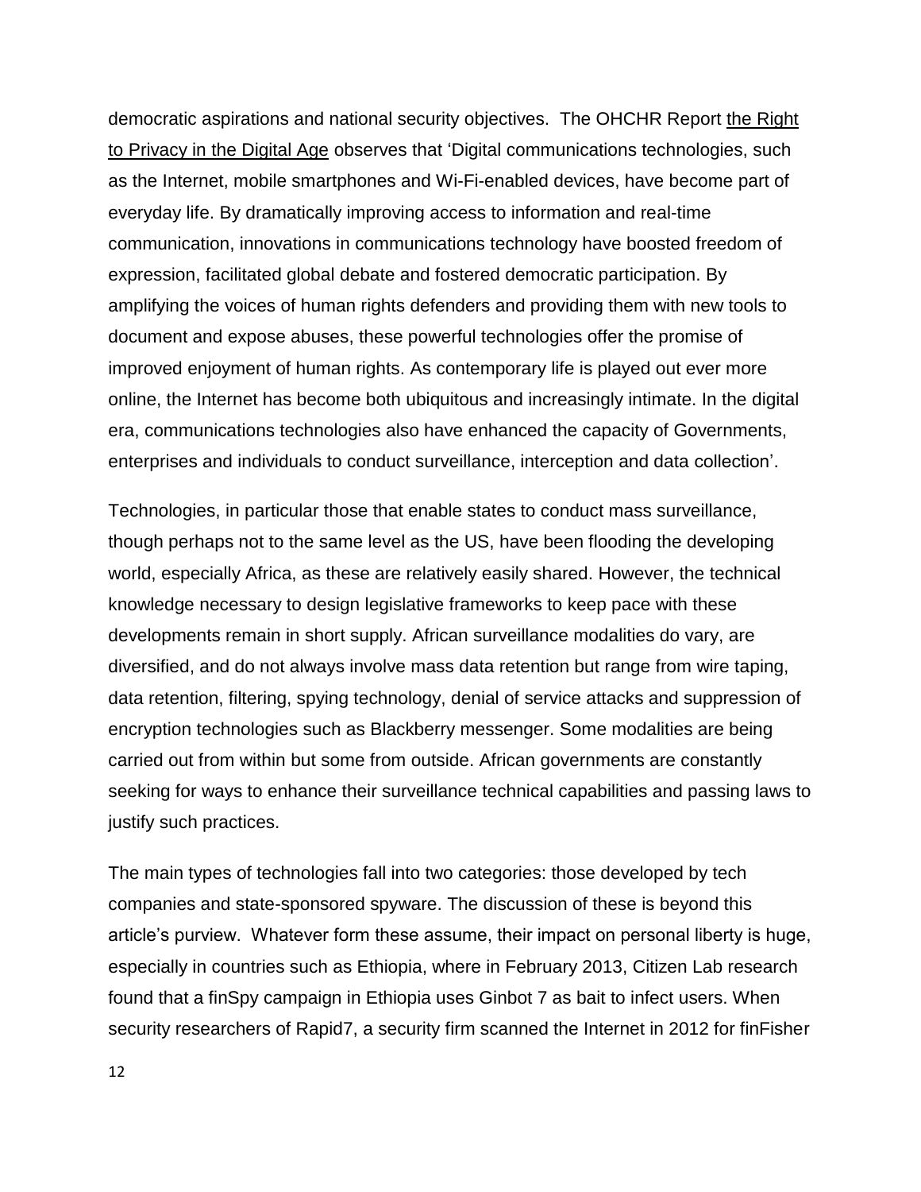democratic aspirations and national security objectives. The OHCHR Report the Right to Privacy in the Digital Age observes that 'Digital communications technologies, such as the Internet, mobile smartphones and Wi-Fi-enabled devices, have become part of everyday life. By dramatically improving access to information and real-time communication, innovations in communications technology have boosted freedom of expression, facilitated global debate and fostered democratic participation. By amplifying the voices of human rights defenders and providing them with new tools to document and expose abuses, these powerful technologies offer the promise of improved enjoyment of human rights. As contemporary life is played out ever more online, the Internet has become both ubiquitous and increasingly intimate. In the digital era, communications technologies also have enhanced the capacity of Governments, enterprises and individuals to conduct surveillance, interception and data collection'.

Technologies, in particular those that enable states to conduct mass surveillance, though perhaps not to the same level as the US, have been flooding the developing world, especially Africa, as these are relatively easily shared. However, the technical knowledge necessary to design legislative frameworks to keep pace with these developments remain in short supply. African surveillance modalities do vary, are diversified, and do not always involve mass data retention but range from wire taping, data retention, filtering, spying technology, denial of service attacks and suppression of encryption technologies such as Blackberry messenger. Some modalities are being carried out from within but some from outside. African governments are constantly seeking for ways to enhance their surveillance technical capabilities and passing laws to justify such practices.

The main types of technologies fall into two categories: those developed by tech companies and state-sponsored spyware. The discussion of these is beyond this article's purview. Whatever form these assume, their impact on personal liberty is huge, especially in countries such as Ethiopia, where in February 2013, Citizen Lab research found that a finSpy campaign in Ethiopia uses Ginbot 7 as bait to infect users. When security researchers of Rapid7, a security firm scanned the Internet in 2012 for finFisher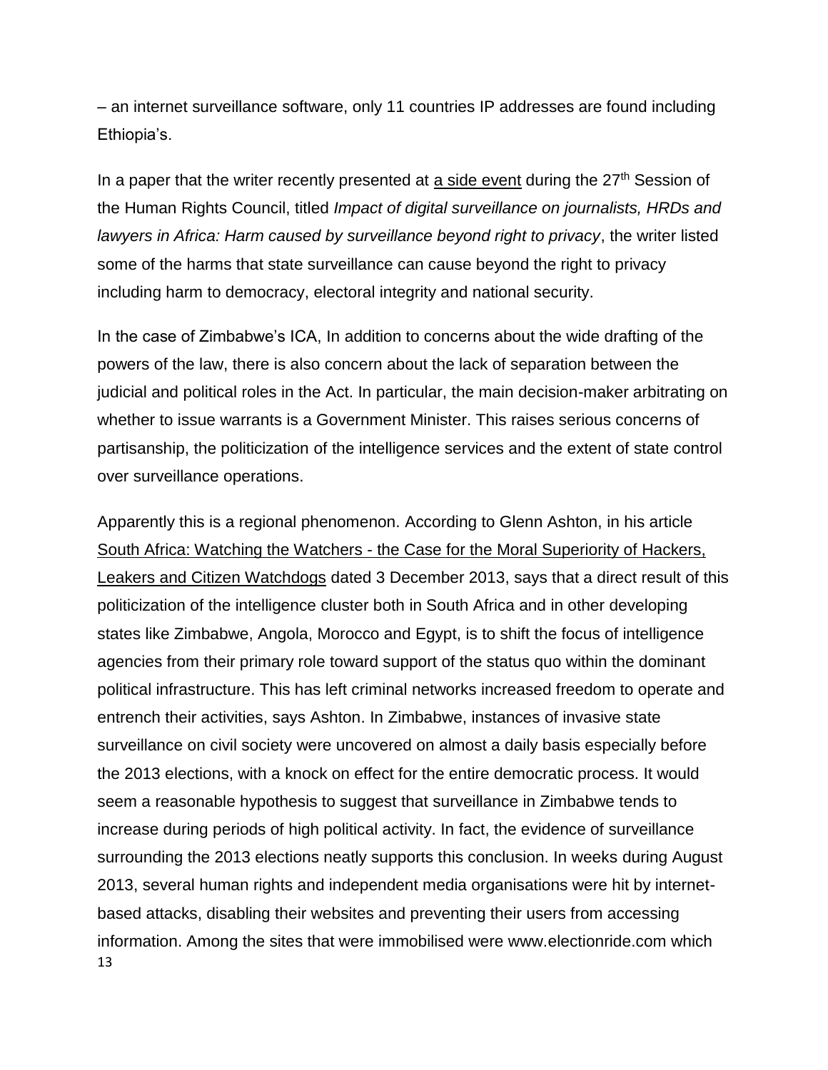– an internet surveillance software, only 11 countries IP addresses are found including Ethiopia's.

In a paper that the writer recently presented at a side event during the 27th Session of the Human Rights Council, titled *Impact of digital surveillance on journalists, HRDs and lawyers in Africa: Harm caused by surveillance beyond right to privacy*, the writer listed some of the harms that state surveillance can cause beyond the right to privacy including harm to democracy, electoral integrity and national security.

In the case of Zimbabwe's ICA, In addition to concerns about the wide drafting of the powers of the law, there is also concern about the lack of separation between the judicial and political roles in the Act. In particular, the main decision-maker arbitrating on whether to issue warrants is a Government Minister. This raises serious concerns of partisanship, the politicization of the intelligence services and the extent of state control over surveillance operations.

Apparently this is a regional phenomenon. According to Glenn Ashton, in his article South Africa: Watching the Watchers - the Case for the Moral Superiority of Hackers, Leakers and Citizen Watchdogs dated 3 December 2013, says that a direct result of this politicization of the intelligence cluster both in South Africa and in other developing states like Zimbabwe, Angola, Morocco and Egypt, is to shift the focus of intelligence agencies from their primary role toward support of the status quo within the dominant political infrastructure. This has left criminal networks increased freedom to operate and entrench their activities, says Ashton. In Zimbabwe, instances of invasive state surveillance on civil society were uncovered on almost a daily basis especially before the 2013 elections, with a knock on effect for the entire democratic process. It would seem a reasonable hypothesis to suggest that surveillance in Zimbabwe tends to increase during periods of high political activity. In fact, the evidence of surveillance surrounding the 2013 elections neatly supports this conclusion. In weeks during August 2013, several human rights and independent media organisations were hit by internet-based attacks, disabling their websites and preventing their users from accessing information. Among the sites that were immobilised were www.electionride.com which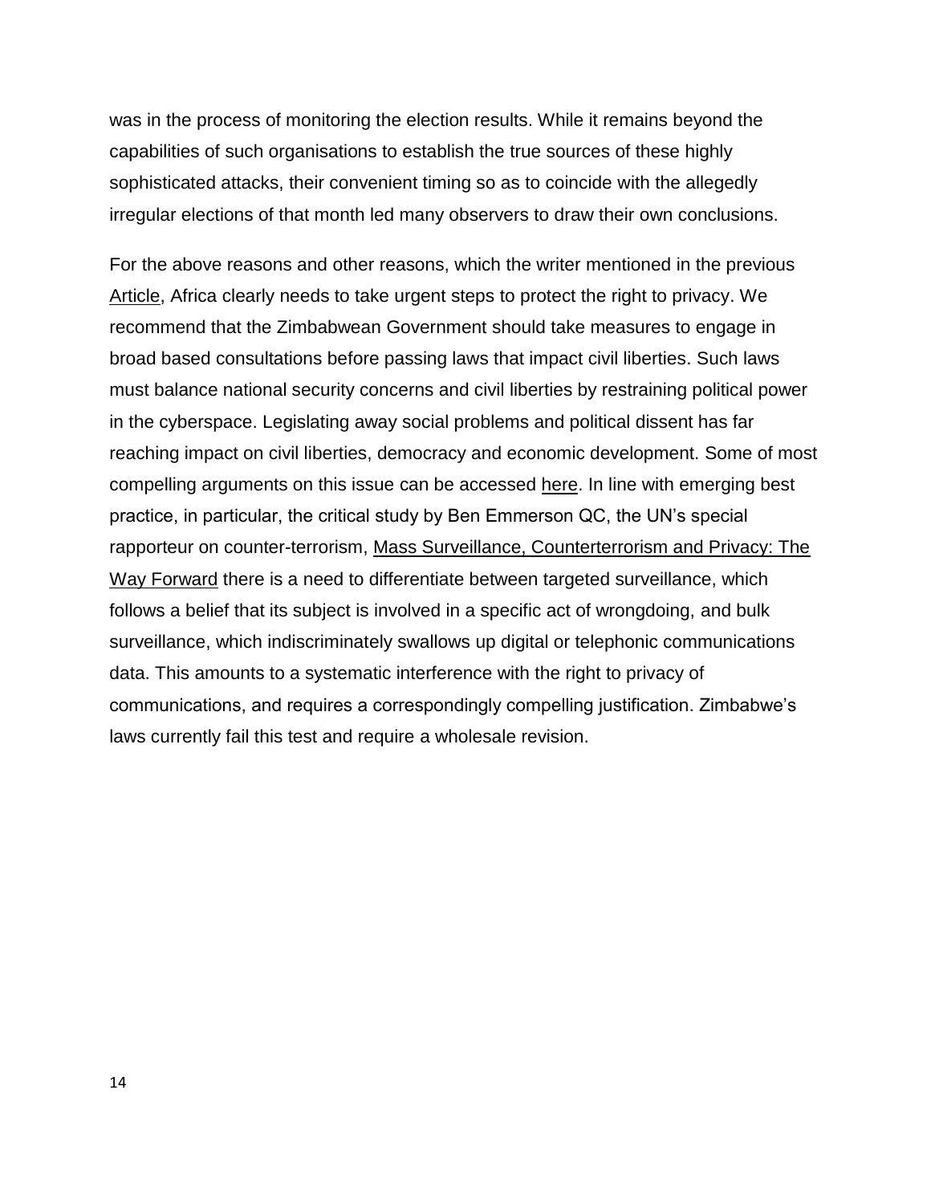was in the process of monitoring the election results. While it remains beyond the capabilities of such organisations to establish the true sources of these highly sophisticated attacks, their convenient timing so as to coincide with the allegedly irregular elections of that month led many observers to draw their own conclusions.

For the above reasons and other reasons, which the writer mentioned in the previous Article, Africa clearly needs to take urgent steps to protect the right to privacy. We recommend that the Zimbabwean Government should take measures to engage in broad based consultations before passing laws that impact civil liberties. Such laws must balance national security concerns and civil liberties by restraining political power in the cyberspace. Legislating away social problems and political dissent has far reaching impact on civil liberties, democracy and economic development. Some of most compelling arguments on this issue can be accessed here. In line with emerging best practice, in particular, the critical study by Ben Emmerson QC, the UN's special rapporteur on counter-terrorism, Mass Surveillance, Counterterrorism and Privacy: The Way Forward there is a need to differentiate between targeted surveillance, which follows a belief that its subject is involved in a specific act of wrongdoing, and bulk surveillance, which indiscriminately swallows up digital or telephonic communications data. This amounts to a systematic interference with the right to privacy of communications, and requires a correspondingly compelling justification. Zimbabwe's laws currently fail this test and require a wholesale revision.